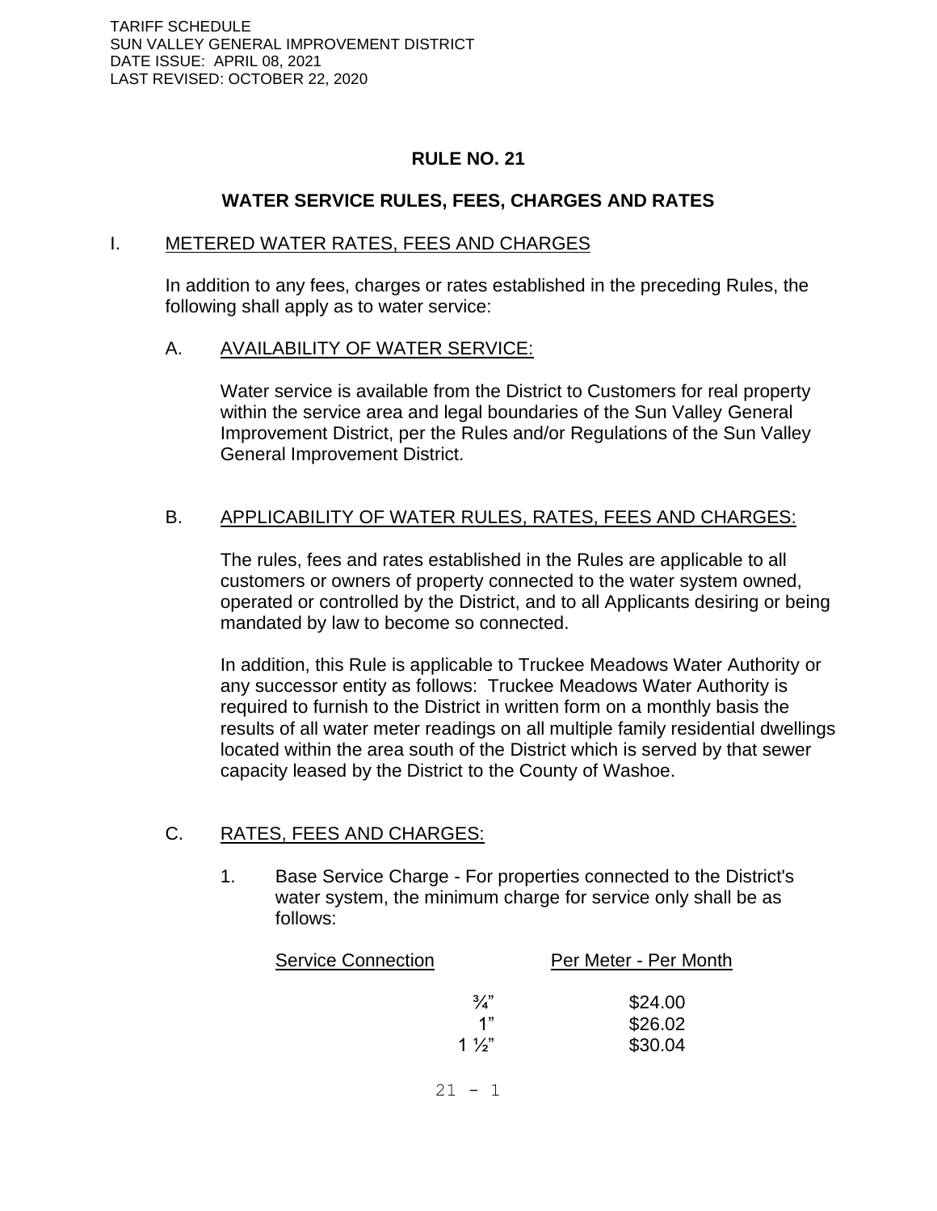TARIFF SCHEDULE
SUN VALLEY GENERAL IMPROVEMENT DISTRICT
DATE ISSUE: APRIL 08, 2021
LAST REVISED: OCTOBER 22, 2020

# RULE NO. 21

## WATER SERVICE RULES, FEES, CHARGES AND RATES

### I. METERED WATER RATES, FEES AND CHARGES

In addition to any fees, charges or rates established in the preceding Rules, the following shall apply as to water service:

#### A. AVAILABILITY OF WATER SERVICE:

Water service is available from the District to Customers for real property within the service area and legal boundaries of the Sun Valley General Improvement District, per the Rules and/or Regulations of the Sun Valley General Improvement District.

#### B. APPLICABILITY OF WATER RULES, RATES, FEES AND CHARGES:

The rules, fees and rates established in the Rules are applicable to all customers or owners of property connected to the water system owned, operated or controlled by the District, and to all Applicants desiring or being mandated by law to become so connected.

In addition, this Rule is applicable to Truckee Meadows Water Authority or any successor entity as follows: Truckee Meadows Water Authority is required to furnish to the District in written form on a monthly basis the results of all water meter readings on all multiple family residential dwellings located within the area south of the District which is served by that sewer capacity leased by the District to the County of Washoe.

#### C. RATES, FEES AND CHARGES:

1. Base Service Charge - For properties connected to the District's water system, the minimum charge for service only shall be as follows:

| Service Connection | Per Meter - Per Month |
|---|---|
| ¾" | $24.00 |
| 1" | $26.02 |
| 1 ½" | $30.04 |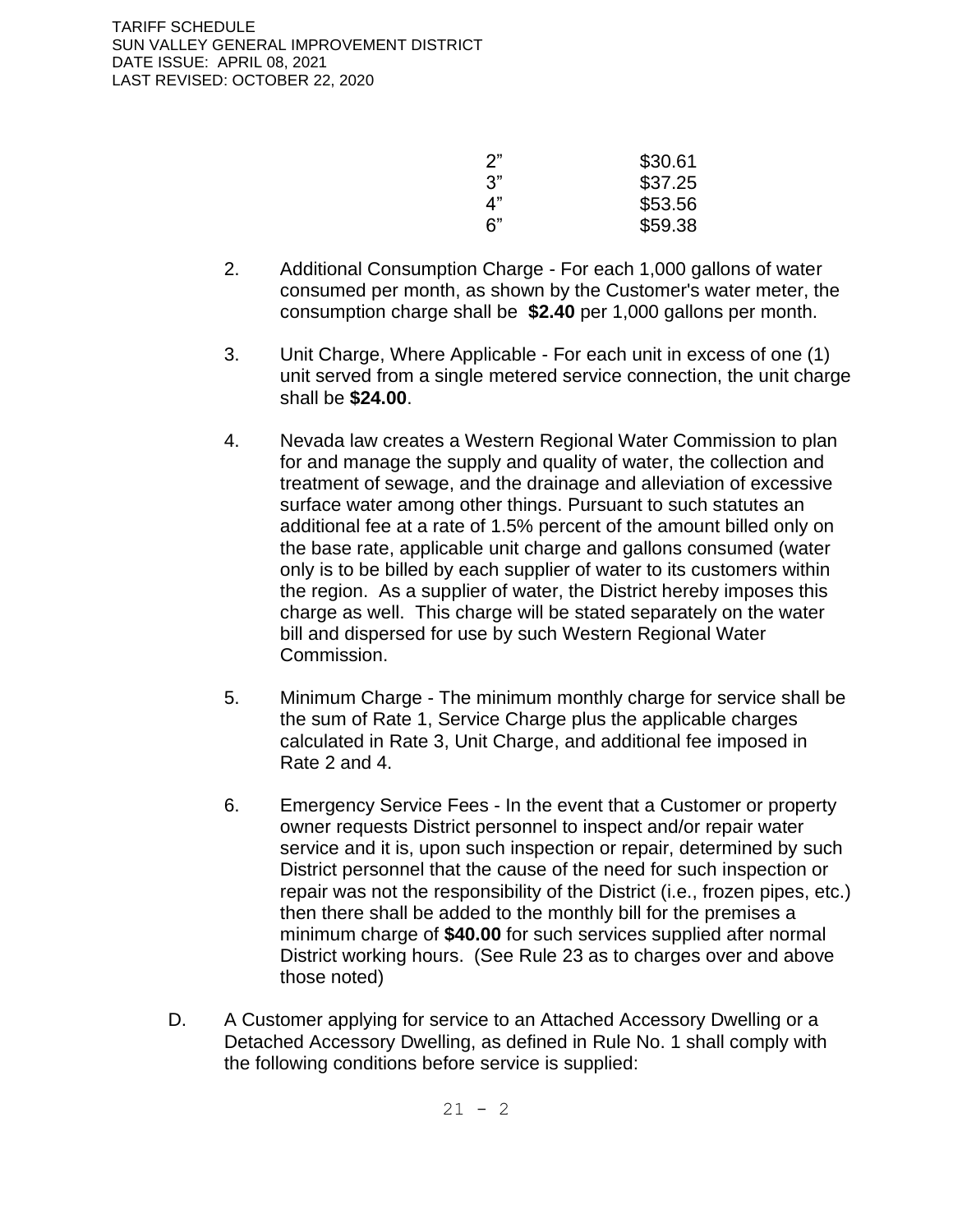| | |
|---|---|
| 2” | \$30.61 |
| 3” | \$37.25 |
| 4” | \$53.56 |
| 6” | \$59.38 |

2. Additional Consumption Charge - For each 1,000 gallons of water consumed per month, as shown by the Customer's water meter, the consumption charge shall be **\$2.40** per 1,000 gallons per month.

3. Unit Charge, Where Applicable - For each unit in excess of one (1) unit served from a single metered service connection, the unit charge shall be **\$24.00**.

4. Nevada law creates a Western Regional Water Commission to plan for and manage the supply and quality of water, the collection and treatment of sewage, and the drainage and alleviation of excessive surface water among other things. Pursuant to such statutes an additional fee at a rate of 1.5% percent of the amount billed only on the base rate, applicable unit charge and gallons consumed (water only is to be billed by each supplier of water to its customers within the region. As a supplier of water, the District hereby imposes this charge as well. This charge will be stated separately on the water bill and dispersed for use by such Western Regional Water Commission.

5. Minimum Charge - The minimum monthly charge for service shall be the sum of Rate 1, Service Charge plus the applicable charges calculated in Rate 3, Unit Charge, and additional fee imposed in Rate 2 and 4.

6. Emergency Service Fees - In the event that a Customer or property owner requests District personnel to inspect and/or repair water service and it is, upon such inspection or repair, determined by such District personnel that the cause of the need for such inspection or repair was not the responsibility of the District (i.e., frozen pipes, etc.) then there shall be added to the monthly bill for the premises a minimum charge of **\$40.00** for such services supplied after normal District working hours. (See Rule 23 as to charges over and above those noted)

D. A Customer applying for service to an Attached Accessory Dwelling or a Detached Accessory Dwelling, as defined in Rule No. 1 shall comply with the following conditions before service is supplied: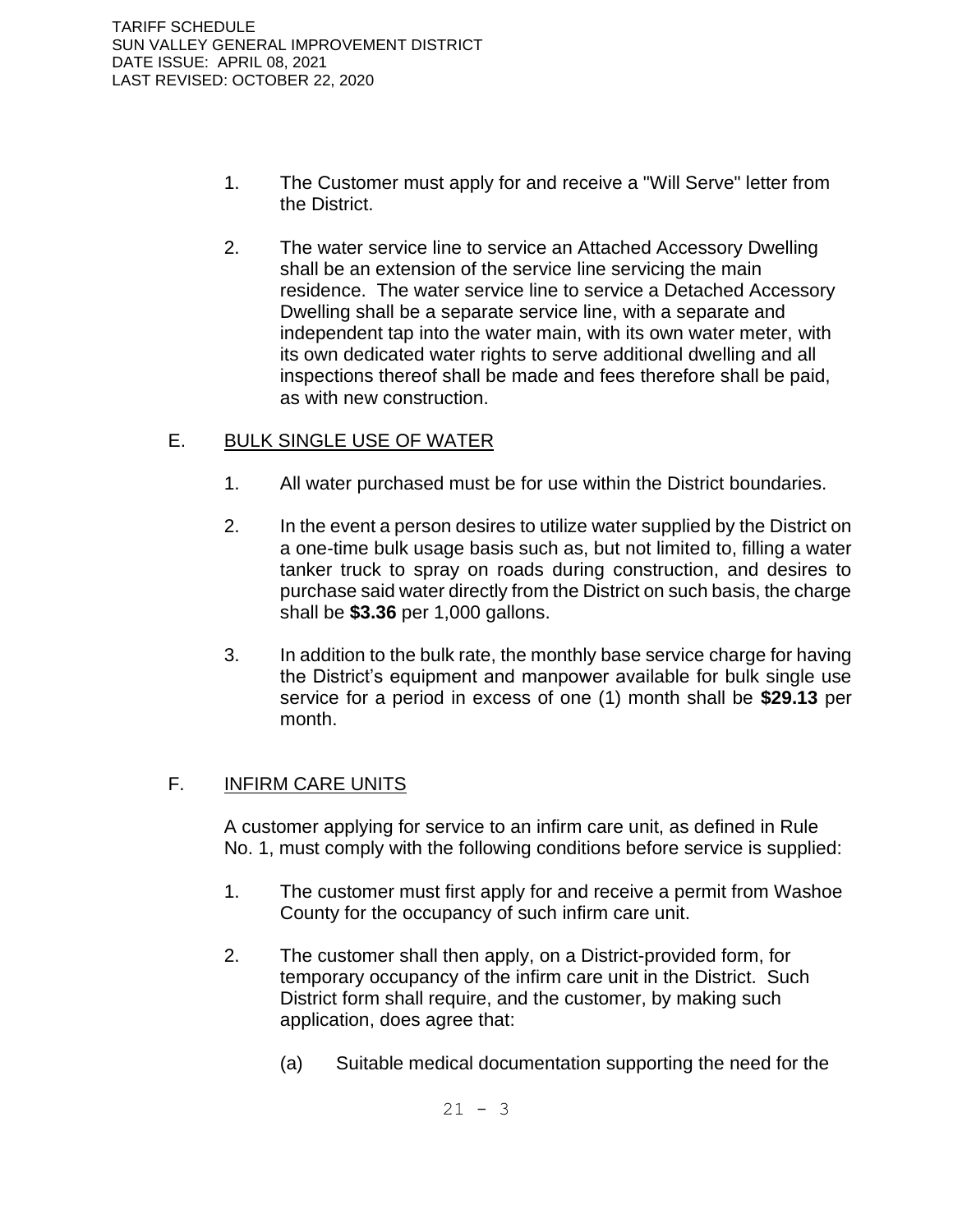1. The Customer must apply for and receive a "Will Serve" letter from the District.

2. The water service line to service an Attached Accessory Dwelling shall be an extension of the service line servicing the main residence. The water service line to service a Detached Accessory Dwelling shall be a separate service line, with a separate and independent tap into the water main, with its own water meter, with its own dedicated water rights to serve additional dwelling and all inspections thereof shall be made and fees therefore shall be paid, as with new construction.

## E. BULK SINGLE USE OF WATER

1. All water purchased must be for use within the District boundaries.

2. In the event a person desires to utilize water supplied by the District on a one-time bulk usage basis such as, but not limited to, filling a water tanker truck to spray on roads during construction, and desires to purchase said water directly from the District on such basis, the charge shall be **$3.36** per 1,000 gallons.

3. In addition to the bulk rate, the monthly base service charge for having the District's equipment and manpower available for bulk single use service for a period in excess of one (1) month shall be **$29.13** per month.

## F. INFIRM CARE UNITS

A customer applying for service to an infirm care unit, as defined in Rule No. 1, must comply with the following conditions before service is supplied:

1. The customer must first apply for and receive a permit from Washoe County for the occupancy of such infirm care unit.

2. The customer shall then apply, on a District-provided form, for temporary occupancy of the infirm care unit in the District. Such District form shall require, and the customer, by making such application, does agree that:

   (a) Suitable medical documentation supporting the need for the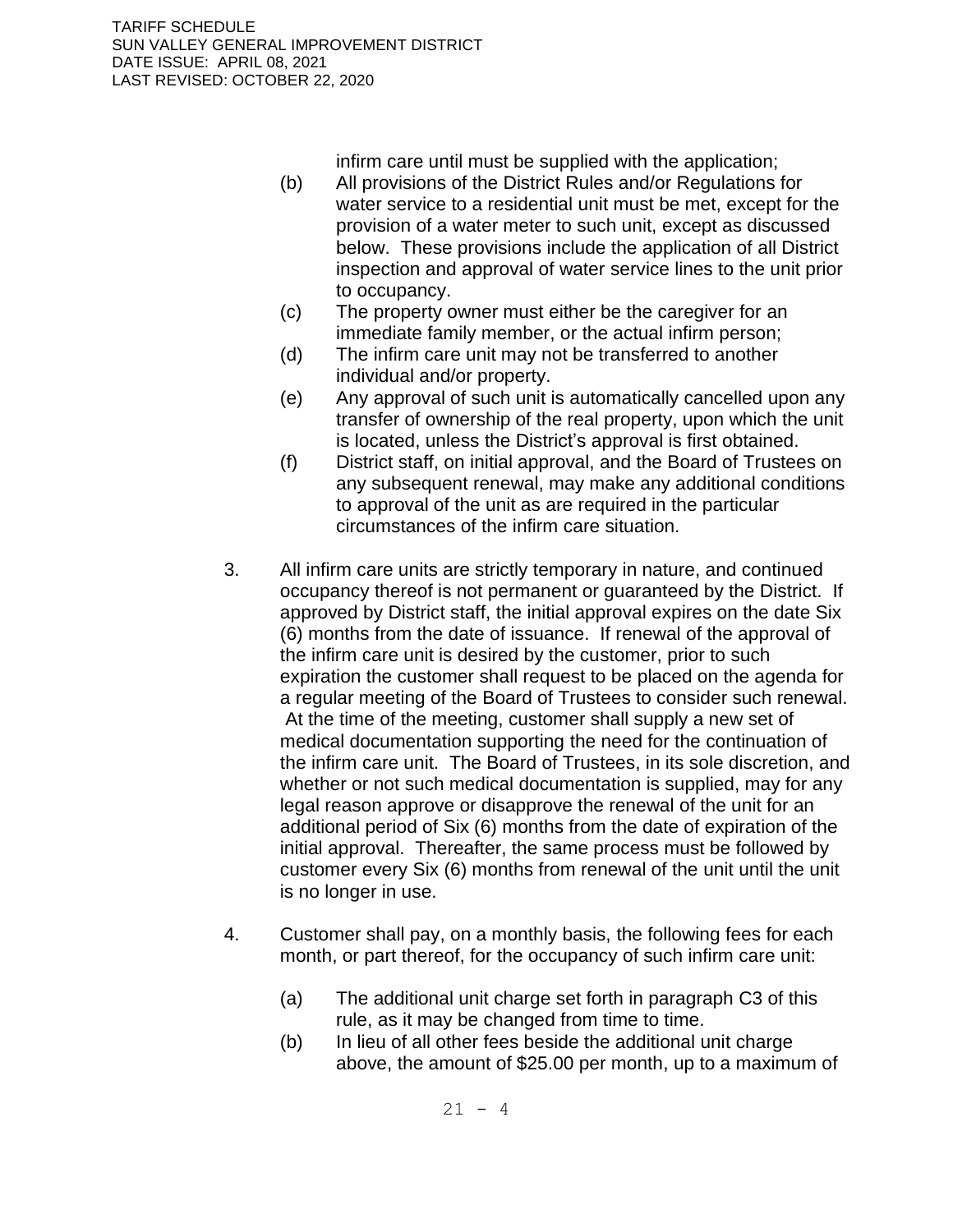infirm care until must be supplied with the application;

(b) All provisions of the District Rules and/or Regulations for water service to a residential unit must be met, except for the provision of a water meter to such unit, except as discussed below. These provisions include the application of all District inspection and approval of water service lines to the unit prior to occupancy.

(c) The property owner must either be the caregiver for an immediate family member, or the actual infirm person;

(d) The infirm care unit may not be transferred to another individual and/or property.

(e) Any approval of such unit is automatically cancelled upon any transfer of ownership of the real property, upon which the unit is located, unless the District's approval is first obtained.

(f) District staff, on initial approval, and the Board of Trustees on any subsequent renewal, may make any additional conditions to approval of the unit as are required in the particular circumstances of the infirm care situation.

3. All infirm care units are strictly temporary in nature, and continued occupancy thereof is not permanent or guaranteed by the District. If approved by District staff, the initial approval expires on the date Six (6) months from the date of issuance. If renewal of the approval of the infirm care unit is desired by the customer, prior to such expiration the customer shall request to be placed on the agenda for a regular meeting of the Board of Trustees to consider such renewal. At the time of the meeting, customer shall supply a new set of medical documentation supporting the need for the continuation of the infirm care unit. The Board of Trustees, in its sole discretion, and whether or not such medical documentation is supplied, may for any legal reason approve or disapprove the renewal of the unit for an additional period of Six (6) months from the date of expiration of the initial approval. Thereafter, the same process must be followed by customer every Six (6) months from renewal of the unit until the unit is no longer in use.

4. Customer shall pay, on a monthly basis, the following fees for each month, or part thereof, for the occupancy of such infirm care unit:

   (a) The additional unit charge set forth in paragraph C3 of this rule, as it may be changed from time to time.

   (b) In lieu of all other fees beside the additional unit charge above, the amount of $25.00 per month, up to a maximum of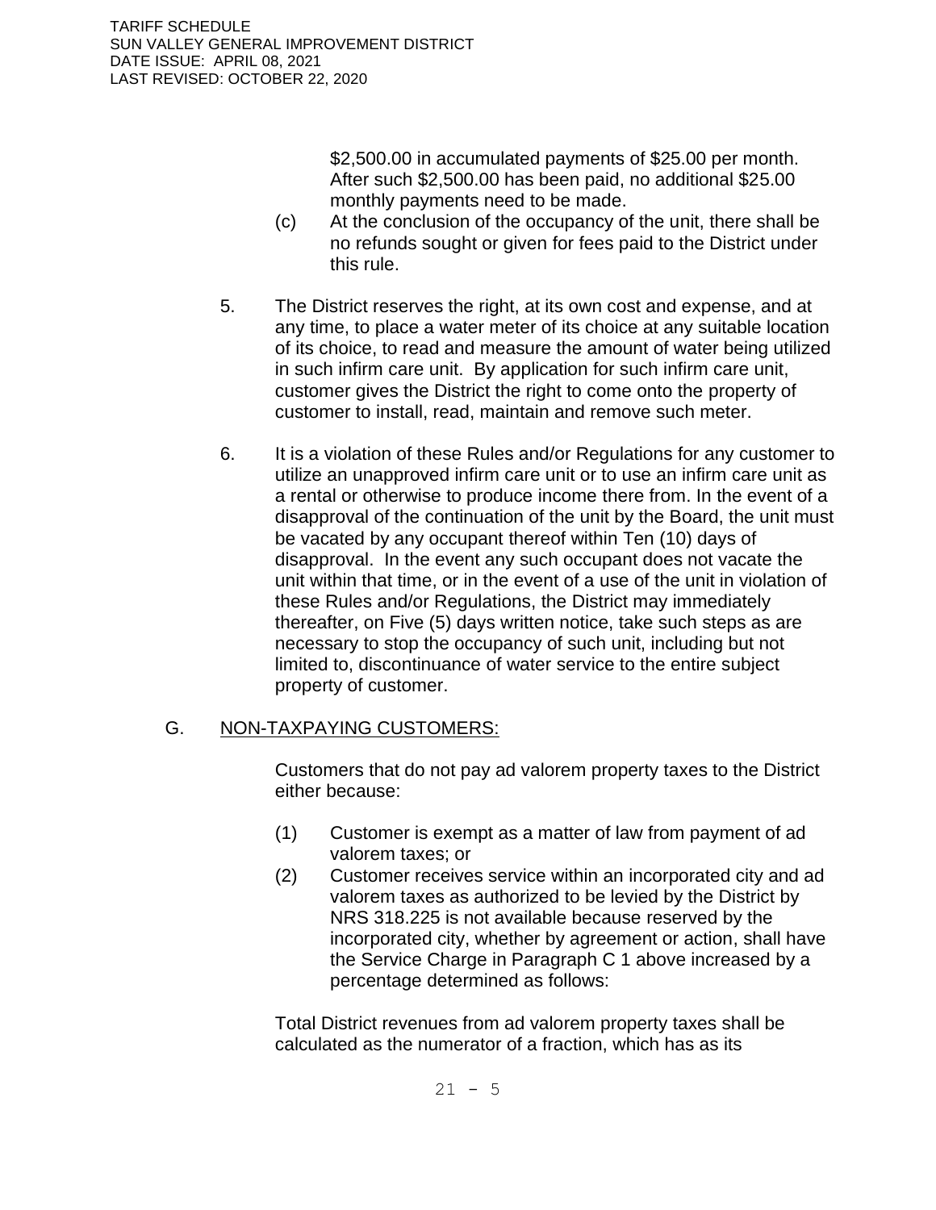$2,500.00 in accumulated payments of $25.00 per month. After such $2,500.00 has been paid, no additional $25.00 monthly payments need to be made.

(c) At the conclusion of the occupancy of the unit, there shall be no refunds sought or given for fees paid to the District under this rule.

5. The District reserves the right, at its own cost and expense, and at any time, to place a water meter of its choice at any suitable location of its choice, to read and measure the amount of water being utilized in such infirm care unit. By application for such infirm care unit, customer gives the District the right to come onto the property of customer to install, read, maintain and remove such meter.

6. It is a violation of these Rules and/or Regulations for any customer to utilize an unapproved infirm care unit or to use an infirm care unit as a rental or otherwise to produce income there from. In the event of a disapproval of the continuation of the unit by the Board, the unit must be vacated by any occupant thereof within Ten (10) days of disapproval. In the event any such occupant does not vacate the unit within that time, or in the event of a use of the unit in violation of these Rules and/or Regulations, the District may immediately thereafter, on Five (5) days written notice, take such steps as are necessary to stop the occupancy of such unit, including but not limited to, discontinuance of water service to the entire subject property of customer.

G. <u>NON-TAXPAYING CUSTOMERS:</u>

Customers that do not pay ad valorem property taxes to the District either because:

(1) Customer is exempt as a matter of law from payment of ad valorem taxes; or

(2) Customer receives service within an incorporated city and ad valorem taxes as authorized to be levied by the District by NRS 318.225 is not available because reserved by the incorporated city, whether by agreement or action, shall have the Service Charge in Paragraph C 1 above increased by a percentage determined as follows:

Total District revenues from ad valorem property taxes shall be calculated as the numerator of a fraction, which has as its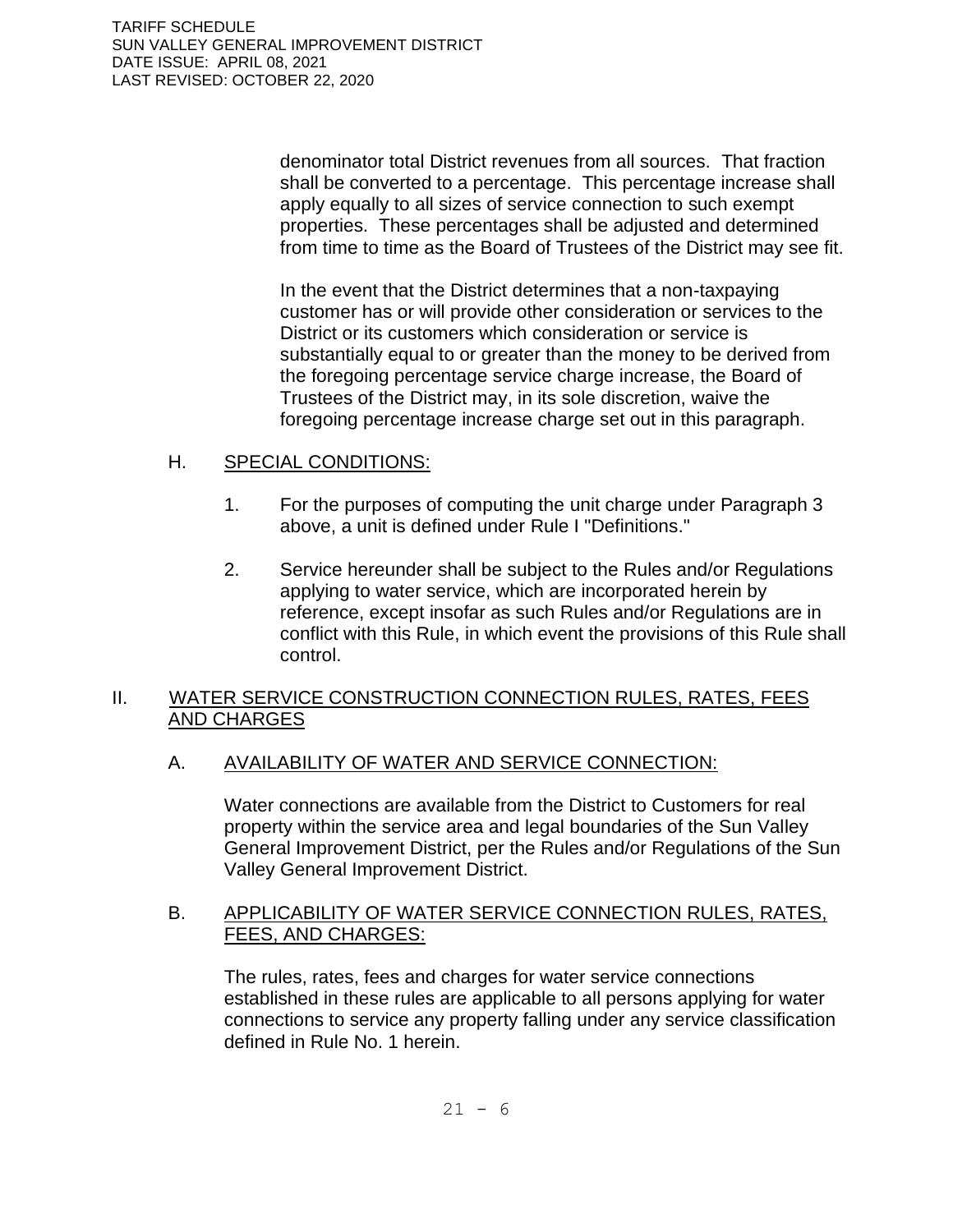denominator total District revenues from all sources. That fraction shall be converted to a percentage. This percentage increase shall apply equally to all sizes of service connection to such exempt properties. These percentages shall be adjusted and determined from time to time as the Board of Trustees of the District may see fit.

In the event that the District determines that a non-taxpaying customer has or will provide other consideration or services to the District or its customers which consideration or service is substantially equal to or greater than the money to be derived from the foregoing percentage service charge increase, the Board of Trustees of the District may, in its sole discretion, waive the foregoing percentage increase charge set out in this paragraph.

### H. SPECIAL CONDITIONS:

1. For the purposes of computing the unit charge under Paragraph 3 above, a unit is defined under Rule I "Definitions."

2. Service hereunder shall be subject to the Rules and/or Regulations applying to water service, which are incorporated herein by reference, except insofar as such Rules and/or Regulations are in conflict with this Rule, in which event the provisions of this Rule shall control.

## II. WATER SERVICE CONSTRUCTION CONNECTION RULES, RATES, FEES AND CHARGES

### A. AVAILABILITY OF WATER AND SERVICE CONNECTION:

Water connections are available from the District to Customers for real property within the service area and legal boundaries of the Sun Valley General Improvement District, per the Rules and/or Regulations of the Sun Valley General Improvement District.

### B. APPLICABILITY OF WATER SERVICE CONNECTION RULES, RATES, FEES, AND CHARGES:

The rules, rates, fees and charges for water service connections established in these rules are applicable to all persons applying for water connections to service any property falling under any service classification defined in Rule No. 1 herein.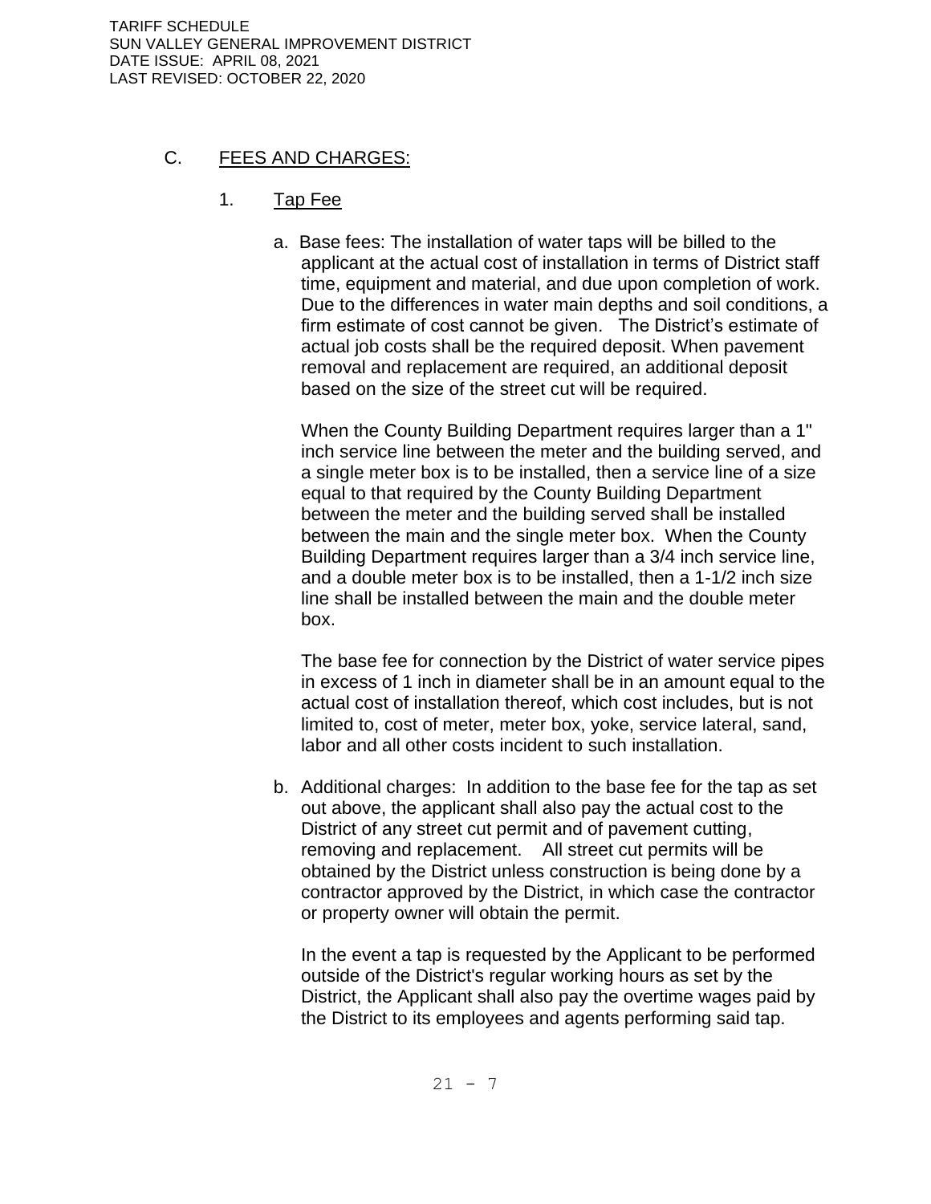## C. FEES AND CHARGES:

### 1. Tap Fee

a. Base fees: The installation of water taps will be billed to the applicant at the actual cost of installation in terms of District staff time, equipment and material, and due upon completion of work. Due to the differences in water main depths and soil conditions, a firm estimate of cost cannot be given. The District's estimate of actual job costs shall be the required deposit. When pavement removal and replacement are required, an additional deposit based on the size of the street cut will be required.

When the County Building Department requires larger than a 1" inch service line between the meter and the building served, and a single meter box is to be installed, then a service line of a size equal to that required by the County Building Department between the meter and the building served shall be installed between the main and the single meter box. When the County Building Department requires larger than a 3/4 inch service line, and a double meter box is to be installed, then a 1-1/2 inch size line shall be installed between the main and the double meter box.

The base fee for connection by the District of water service pipes in excess of 1 inch in diameter shall be in an amount equal to the actual cost of installation thereof, which cost includes, but is not limited to, cost of meter, meter box, yoke, service lateral, sand, labor and all other costs incident to such installation.

b. Additional charges: In addition to the base fee for the tap as set out above, the applicant shall also pay the actual cost to the District of any street cut permit and of pavement cutting, removing and replacement. All street cut permits will be obtained by the District unless construction is being done by a contractor approved by the District, in which case the contractor or property owner will obtain the permit.

In the event a tap is requested by the Applicant to be performed outside of the District's regular working hours as set by the District, the Applicant shall also pay the overtime wages paid by the District to its employees and agents performing said tap.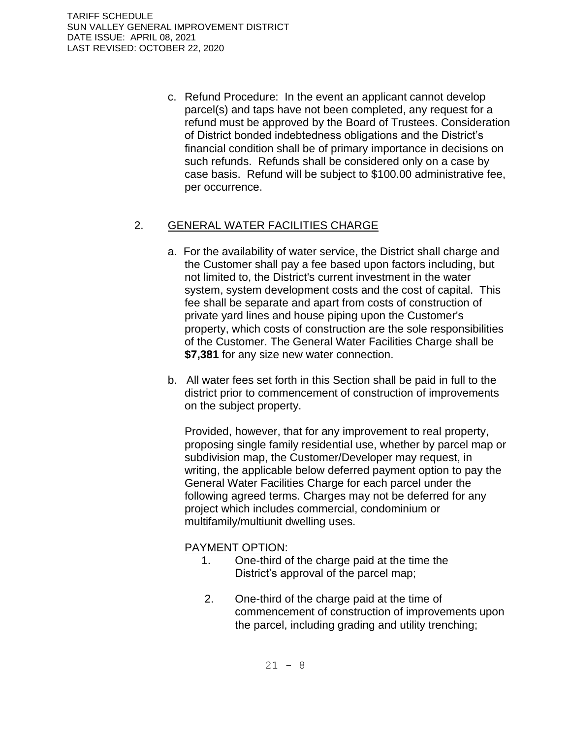c. Refund Procedure: In the event an applicant cannot develop parcel(s) and taps have not been completed, any request for a refund must be approved by the Board of Trustees. Consideration of District bonded indebtedness obligations and the District's financial condition shall be of primary importance in decisions on such refunds. Refunds shall be considered only on a case by case basis. Refund will be subject to $100.00 administrative fee, per occurrence.

2. GENERAL WATER FACILITIES CHARGE

a. For the availability of water service, the District shall charge and the Customer shall pay a fee based upon factors including, but not limited to, the District's current investment in the water system, system development costs and the cost of capital. This fee shall be separate and apart from costs of construction of private yard lines and house piping upon the Customer's property, which costs of construction are the sole responsibilities of the Customer. The General Water Facilities Charge shall be **$7,381** for any size new water connection.

b. All water fees set forth in this Section shall be paid in full to the district prior to commencement of construction of improvements on the subject property.

Provided, however, that for any improvement to real property, proposing single family residential use, whether by parcel map or subdivision map, the Customer/Developer may request, in writing, the applicable below deferred payment option to pay the General Water Facilities Charge for each parcel under the following agreed terms. Charges may not be deferred for any project which includes commercial, condominium or multifamily/multiunit dwelling uses.

PAYMENT OPTION:

1. One-third of the charge paid at the time the District's approval of the parcel map;

2. One-third of the charge paid at the time of commencement of construction of improvements upon the parcel, including grading and utility trenching;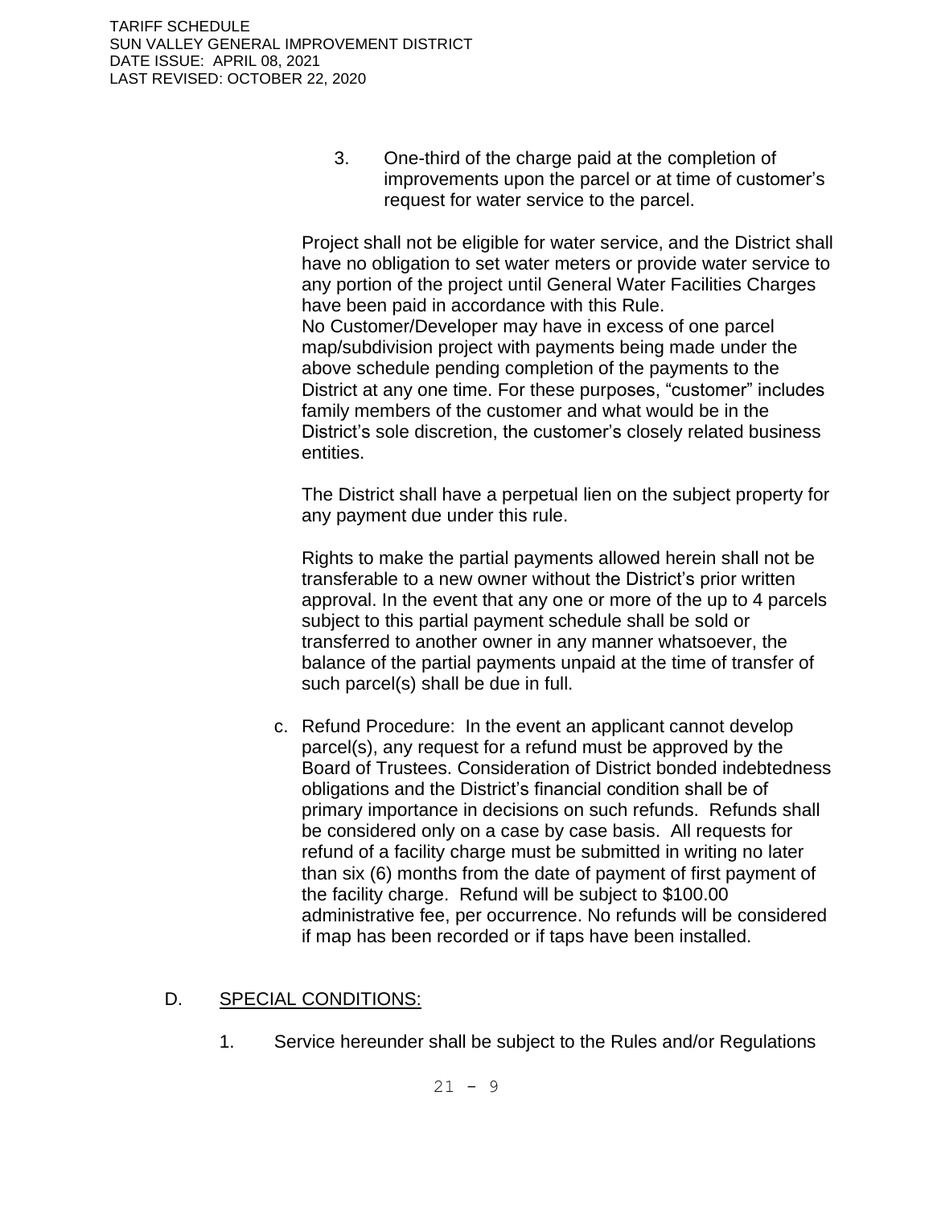3. One-third of the charge paid at the completion of improvements upon the parcel or at time of customer's request for water service to the parcel.

Project shall not be eligible for water service, and the District shall have no obligation to set water meters or provide water service to any portion of the project until General Water Facilities Charges have been paid in accordance with this Rule.
No Customer/Developer may have in excess of one parcel map/subdivision project with payments being made under the above schedule pending completion of the payments to the District at any one time. For these purposes, "customer" includes family members of the customer and what would be in the District's sole discretion, the customer's closely related business entities.

The District shall have a perpetual lien on the subject property for any payment due under this rule.

Rights to make the partial payments allowed herein shall not be transferable to a new owner without the District's prior written approval. In the event that any one or more of the up to 4 parcels subject to this partial payment schedule shall be sold or transferred to another owner in any manner whatsoever, the balance of the partial payments unpaid at the time of transfer of such parcel(s) shall be due in full.

c. Refund Procedure: In the event an applicant cannot develop parcel(s), any request for a refund must be approved by the Board of Trustees. Consideration of District bonded indebtedness obligations and the District's financial condition shall be of primary importance in decisions on such refunds. Refunds shall be considered only on a case by case basis. All requests for refund of a facility charge must be submitted in writing no later than six (6) months from the date of payment of first payment of the facility charge. Refund will be subject to $100.00 administrative fee, per occurrence. No refunds will be considered if map has been recorded or if taps have been installed.

D. <u>SPECIAL CONDITIONS:</u>

1. Service hereunder shall be subject to the Rules and/or Regulations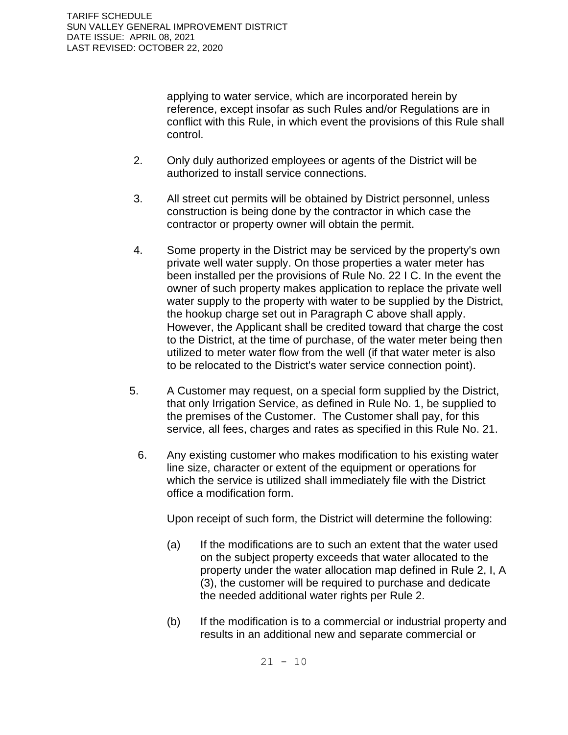applying to water service, which are incorporated herein by reference, except insofar as such Rules and/or Regulations are in conflict with this Rule, in which event the provisions of this Rule shall control.

2. Only duly authorized employees or agents of the District will be authorized to install service connections.

3. All street cut permits will be obtained by District personnel, unless construction is being done by the contractor in which case the contractor or property owner will obtain the permit.

4. Some property in the District may be serviced by the property's own private well water supply. On those properties a water meter has been installed per the provisions of Rule No. 22 I C. In the event the owner of such property makes application to replace the private well water supply to the property with water to be supplied by the District, the hookup charge set out in Paragraph C above shall apply. However, the Applicant shall be credited toward that charge the cost to the District, at the time of purchase, of the water meter being then utilized to meter water flow from the well (if that water meter is also to be relocated to the District's water service connection point).

5. A Customer may request, on a special form supplied by the District, that only Irrigation Service, as defined in Rule No. 1, be supplied to the premises of the Customer. The Customer shall pay, for this service, all fees, charges and rates as specified in this Rule No. 21.

6. Any existing customer who makes modification to his existing water line size, character or extent of the equipment or operations for which the service is utilized shall immediately file with the District office a modification form.

   Upon receipt of such form, the District will determine the following:

   (a) If the modifications are to such an extent that the water used on the subject property exceeds that water allocated to the property under the water allocation map defined in Rule 2, I, A (3), the customer will be required to purchase and dedicate the needed additional water rights per Rule 2.

   (b) If the modification is to a commercial or industrial property and results in an additional new and separate commercial or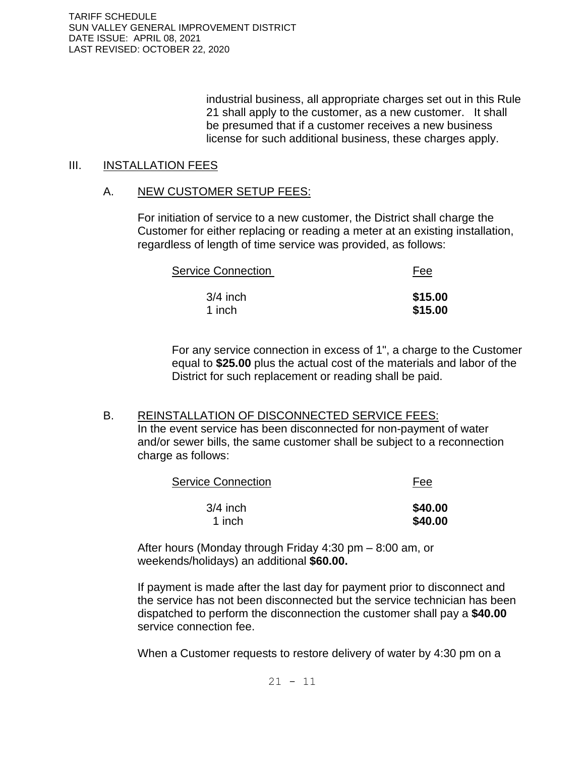industrial business, all appropriate charges set out in this Rule 21 shall apply to the customer, as a new customer. It shall be presumed that if a customer receives a new business license for such additional business, these charges apply.

## III. INSTALLATION FEES

### A. NEW CUSTOMER SETUP FEES:

For initiation of service to a new customer, the District shall charge the Customer for either replacing or reading a meter at an existing installation, regardless of length of time service was provided, as follows:

| Service Connection | Fee |
| --- | --- |
| 3/4 inch | **$15.00** |
| 1 inch | **$15.00** |

For any service connection in excess of 1", a charge to the Customer equal to **$25.00** plus the actual cost of the materials and labor of the District for such replacement or reading shall be paid.

### B. REINSTALLATION OF DISCONNECTED SERVICE FEES:

In the event service has been disconnected for non-payment of water and/or sewer bills, the same customer shall be subject to a reconnection charge as follows:

| Service Connection | Fee |
| --- | --- |
| 3/4 inch | **$40.00** |
| 1 inch | **$40.00** |

After hours (Monday through Friday 4:30 pm – 8:00 am, or weekends/holidays) an additional **$60.00.**

If payment is made after the last day for payment prior to disconnect and the service has not been disconnected but the service technician has been dispatched to perform the disconnection the customer shall pay a **$40.00** service connection fee.

When a Customer requests to restore delivery of water by 4:30 pm on a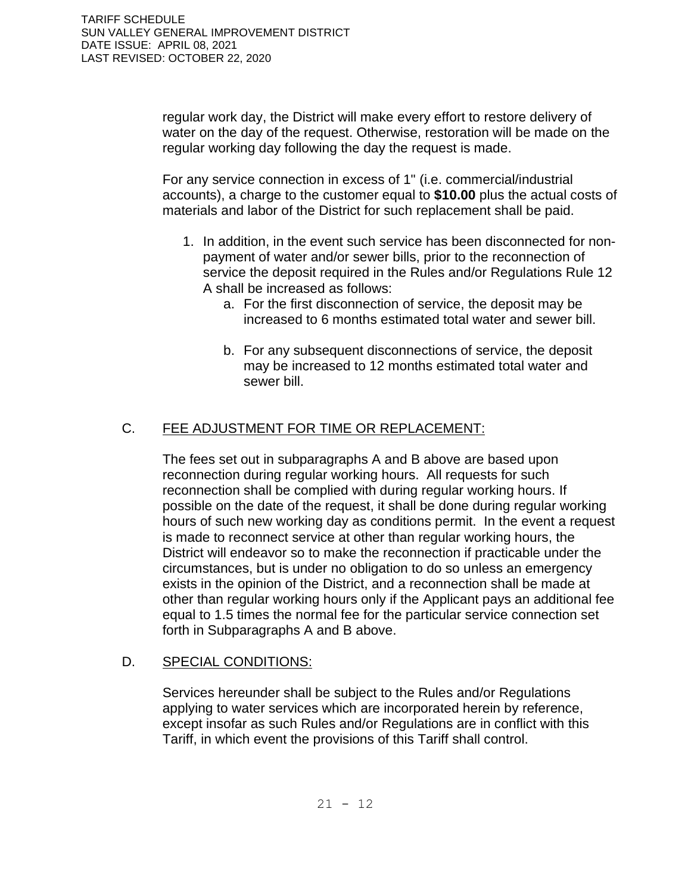regular work day, the District will make every effort to restore delivery of water on the day of the request. Otherwise, restoration will be made on the regular working day following the day the request is made.

For any service connection in excess of 1" (i.e. commercial/industrial accounts), a charge to the customer equal to **$10.00** plus the actual costs of materials and labor of the District for such replacement shall be paid.

1. In addition, in the event such service has been disconnected for non-payment of water and/or sewer bills, prior to the reconnection of service the deposit required in the Rules and/or Regulations Rule 12 A shall be increased as follows:
   a. For the first disconnection of service, the deposit may be increased to 6 months estimated total water and sewer bill.

   b. For any subsequent disconnections of service, the deposit may be increased to 12 months estimated total water and sewer bill.

C. FEE ADJUSTMENT FOR TIME OR REPLACEMENT:

The fees set out in subparagraphs A and B above are based upon reconnection during regular working hours. All requests for such reconnection shall be complied with during regular working hours. If possible on the date of the request, it shall be done during regular working hours of such new working day as conditions permit. In the event a request is made to reconnect service at other than regular working hours, the District will endeavor so to make the reconnection if practicable under the circumstances, but is under no obligation to do so unless an emergency exists in the opinion of the District, and a reconnection shall be made at other than regular working hours only if the Applicant pays an additional fee equal to 1.5 times the normal fee for the particular service connection set forth in Subparagraphs A and B above.

D. SPECIAL CONDITIONS:

Services hereunder shall be subject to the Rules and/or Regulations applying to water services which are incorporated herein by reference, except insofar as such Rules and/or Regulations are in conflict with this Tariff, in which event the provisions of this Tariff shall control.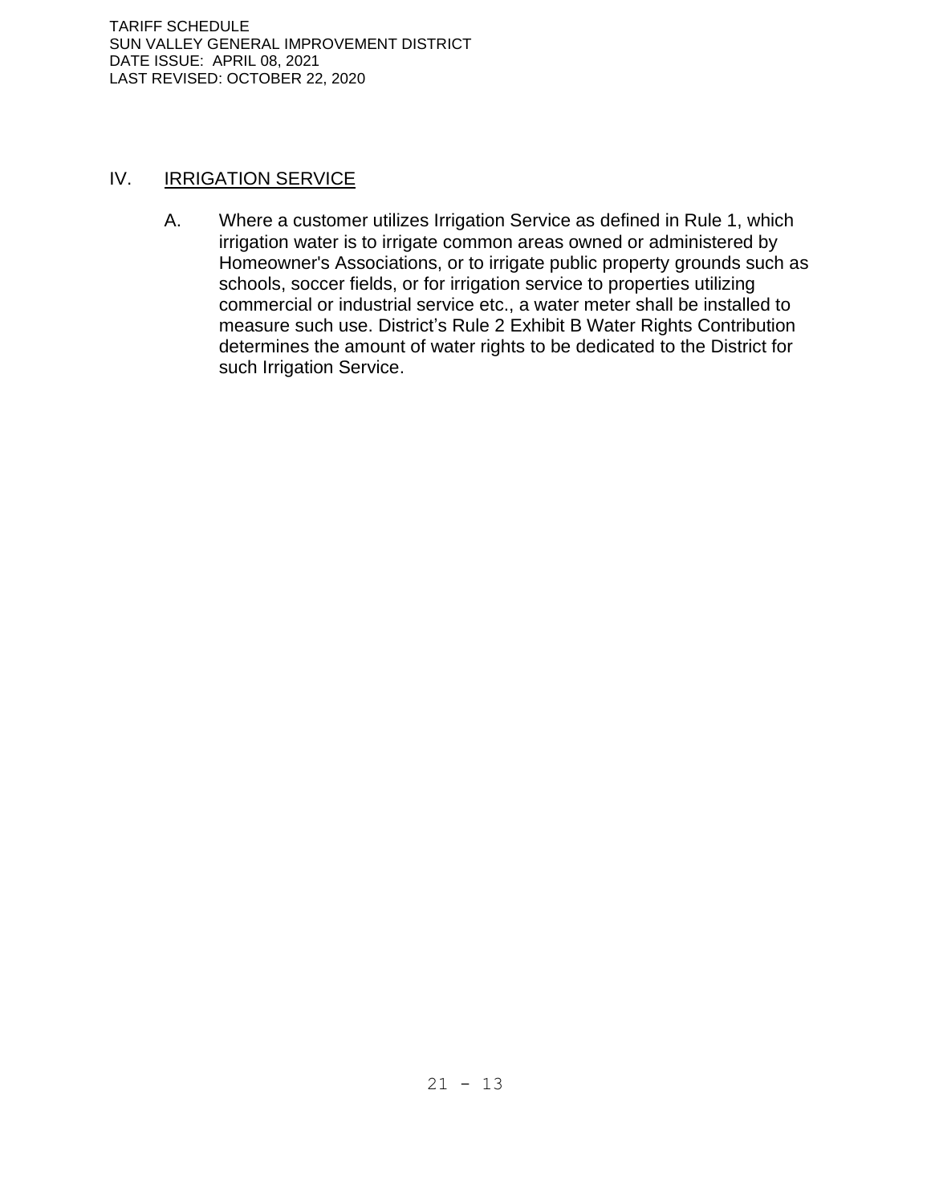## IV. IRRIGATION SERVICE

A. Where a customer utilizes Irrigation Service as defined in Rule 1, which irrigation water is to irrigate common areas owned or administered by Homeowner's Associations, or to irrigate public property grounds such as schools, soccer fields, or for irrigation service to properties utilizing commercial or industrial service etc., a water meter shall be installed to measure such use. District's Rule 2 Exhibit B Water Rights Contribution determines the amount of water rights to be dedicated to the District for such Irrigation Service.